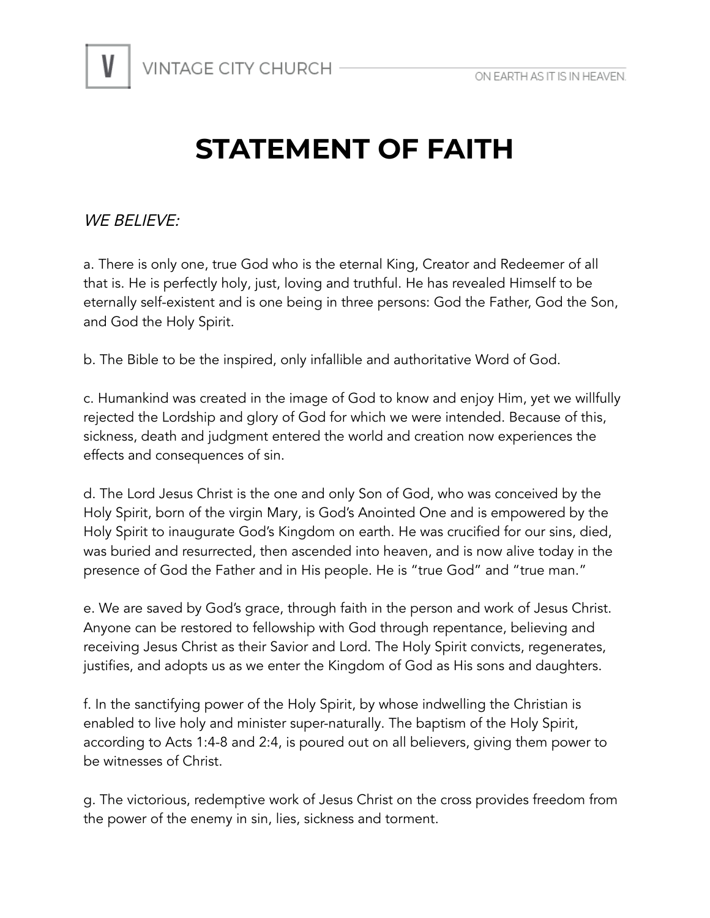# STATEMENT OF FAITH

*WE BELIEVE:*

a. There is only one, true God who is the eternal King, Creator and Redeemer of all that is. He is perfectly holy, just, loving and truthful. He has revealed Himself to be eternally self-existent and is one being in three persons: God the Father, God the Son, and God the Holy Spirit.

b. The Bible to be the inspired, only infallible and authoritative Word of God.

c. Humankind was created in the image of God to know and enjoy Him, yet we willfully rejected the Lordship and glory of God for which we were intended. Because of this, sickness, death and judgment entered the world and creation now experiences the effects and consequences of sin.

d. The Lord Jesus Christ is the one and only Son of God, who was conceived by the Holy Spirit, born of the virgin Mary, is God's Anointed One and is empowered by the Holy Spirit to inaugurate God's Kingdom on earth. He was crucified for our sins, died, was buried and resurrected, then ascended into heaven, and is now alive today in the presence of God the Father and in His people. He is "true God" and "true man."

e. We are saved by God's grace, through faith in the person and work of Jesus Christ. Anyone can be restored to fellowship with God through repentance, believing and receiving Jesus Christ as their Savior and Lord. The Holy Spirit convicts, regenerates, justifies, and adopts us as we enter the Kingdom of God as His sons and daughters.

f. In the sanctifying power of the Holy Spirit, by whose indwelling the Christian is enabled to live holy and minister super-naturally. The baptism of the Holy Spirit, according to Acts 1:4-8 and 2:4, is poured out on all believers, giving them power to be witnesses of Christ.

g. The victorious, redemptive work of Jesus Christ on the cross provides freedom from the power of the enemy in sin, lies, sickness and torment.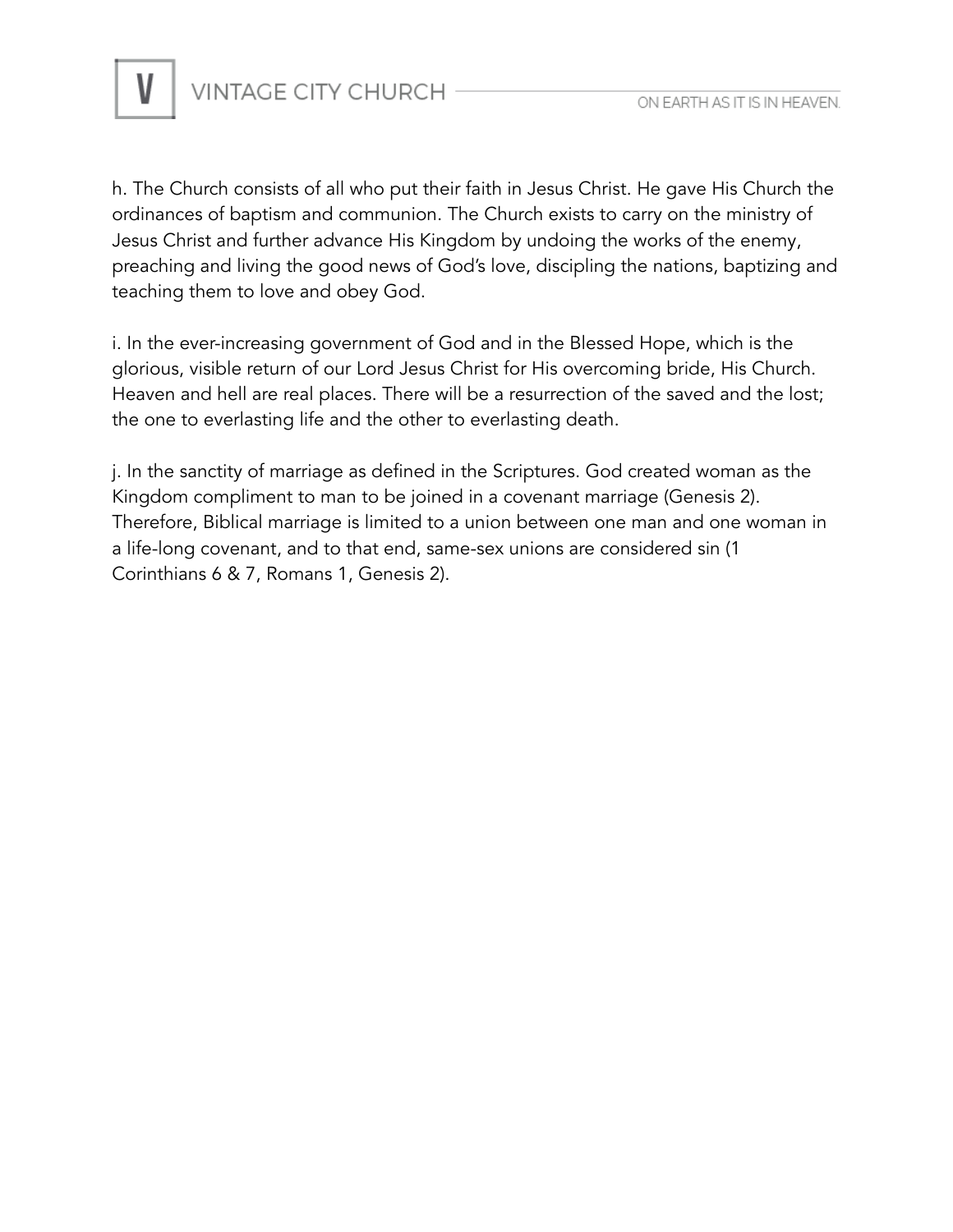h. The Church consists of all who put their faith in Jesus Christ. He gave His Church the ordinances of baptism and communion. The Church exists to carry on the ministry of Jesus Christ and further advance His Kingdom by undoing the works of the enemy, preaching and living the good news of God's love, discipling the nations, baptizing and teaching them to love and obey God.

i. In the ever-increasing government of God and in the Blessed Hope, which is the glorious, visible return of our Lord Jesus Christ for His overcoming bride, His Church. Heaven and hell are real places. There will be a resurrection of the saved and the lost; the one to everlasting life and the other to everlasting death.

j. In the sanctity of marriage as defined in the Scriptures. God created woman as the Kingdom compliment to man to be joined in a covenant marriage (Genesis 2). Therefore, Biblical marriage is limited to a union between one man and one woman in a life-long covenant, and to that end, same-sex unions are considered sin (1 Corinthians 6 & 7, Romans 1, Genesis 2).